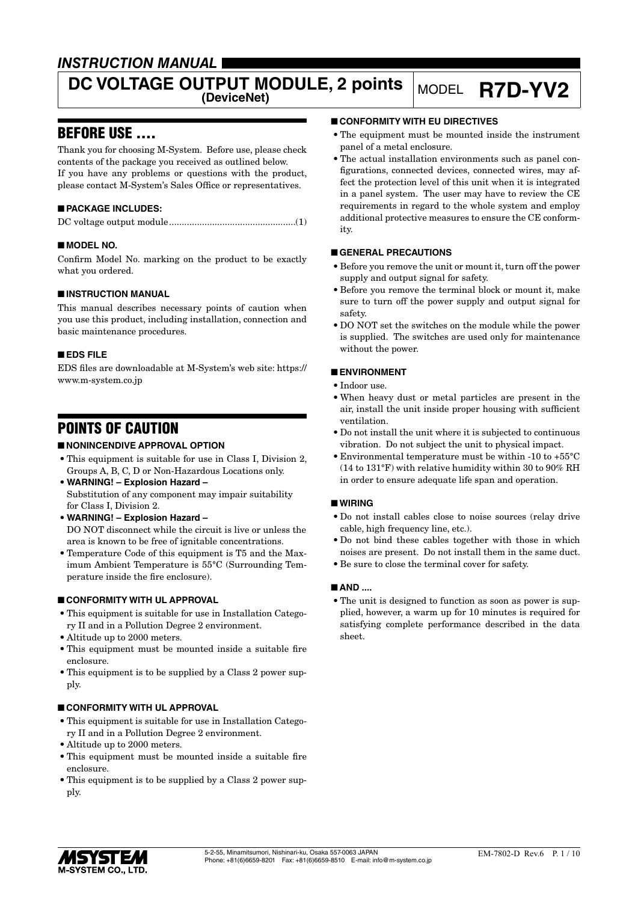## *INSTRUCTION MANUAL*

# DC VOLTAGE OUTPUT MODULE, 2 points (DeviceNet)

MODEL **R7D-YV2**

## BEFORE USE ....

Thank you for choosing M-System. Before use, please check contents of the package you received as outlined below.
If you have any problems or questions with the product, please contact M-System's Sales Office or representatives.

### ■ PACKAGE INCLUDES:

DC voltage output module..................................................(1)

### ■ MODEL NO.

Confirm Model No. marking on the product to be exactly what you ordered.

### ■ INSTRUCTION MANUAL

This manual describes necessary points of caution when you use this product, including installation, connection and basic maintenance procedures.

### ■ EDS FILE

EDS files are downloadable at M-System's web site: https://www.m-system.co.jp

## POINTS OF CAUTION

### ■ NONINCENDIVE APPROVAL OPTION

- This equipment is suitable for use in Class I, Division 2, Groups A, B, C, D or Non-Hazardous Locations only.
- **WARNING! – Explosion Hazard –**
  Substitution of any component may impair suitability for Class I, Division 2.
- **WARNING! – Explosion Hazard –**
  DO NOT disconnect while the circuit is live or unless the area is known to be free of ignitable concentrations.
- Temperature Code of this equipment is T5 and the Maximum Ambient Temperature is 55°C (Surrounding Temperature inside the fire enclosure).

### ■ CONFORMITY WITH UL APPROVAL

- This equipment is suitable for use in Installation Category II and in a Pollution Degree 2 environment.
- Altitude up to 2000 meters.
- This equipment must be mounted inside a suitable fire enclosure.
- This equipment is to be supplied by a Class 2 power supply.

### ■ CONFORMITY WITH UL APPROVAL

- This equipment is suitable for use in Installation Category II and in a Pollution Degree 2 environment.
- Altitude up to 2000 meters.
- This equipment must be mounted inside a suitable fire enclosure.
- This equipment is to be supplied by a Class 2 power supply.

### ■ CONFORMITY WITH EU DIRECTIVES

- The equipment must be mounted inside the instrument panel of a metal enclosure.
- The actual installation environments such as panel configurations, connected devices, connected wires, may affect the protection level of this unit when it is integrated in a panel system. The user may have to review the CE requirements in regard to the whole system and employ additional protective measures to ensure the CE conformity.

### ■ GENERAL PRECAUTIONS

- Before you remove the unit or mount it, turn off the power supply and output signal for safety.
- Before you remove the terminal block or mount it, make sure to turn off the power supply and output signal for safety.
- DO NOT set the switches on the module while the power is supplied. The switches are used only for maintenance without the power.

### ■ ENVIRONMENT

- Indoor use.
- When heavy dust or metal particles are present in the air, install the unit inside proper housing with sufficient ventilation.
- Do not install the unit where it is subjected to continuous vibration. Do not subject the unit to physical impact.
- Environmental temperature must be within -10 to +55°C (14 to 131°F) with relative humidity within 30 to 90% RH in order to ensure adequate life span and operation.

### ■ WIRING

- Do not install cables close to noise sources (relay drive cable, high frequency line, etc.).
- Do not bind these cables together with those in which noises are present. Do not install them in the same duct.
- Be sure to close the terminal cover for safety.

### ■ AND ....

- The unit is designed to function as soon as power is supplied, however, a warm up for 10 minutes is required for satisfying complete performance described in the data sheet.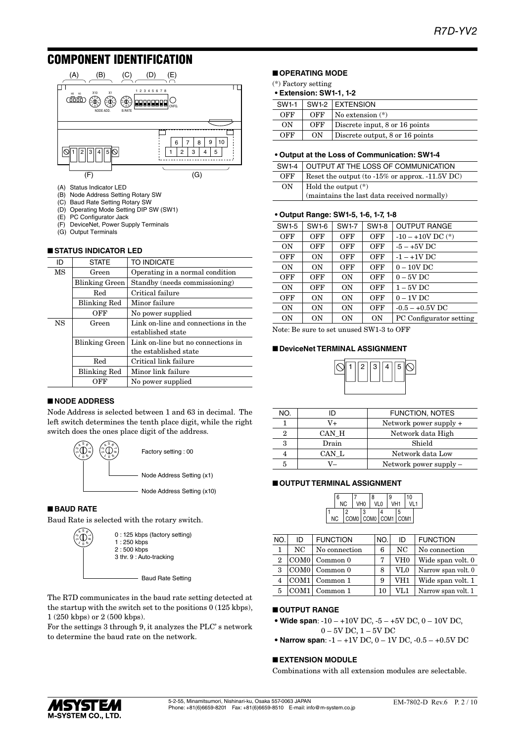## COMPONENT IDENTIFICATION

(A) Status Indicator LED
(B) Node Address Setting Rotary SW
(C) Baud Rate Setting Rotary SW
(D) Operating Mode Setting DIP SW (SW1)
(E) PC Configurator Jack
(F) DeviceNet, Power Supply Terminals
(G) Output Terminals

### ■ STATUS INDICATOR LED

| ID | STATE | TO INDICATE |
|---|---|---|
| MS | Green | Operating in a normal condition |
| | Blinking Green | Standby (needs commissioning) |
| | Red | Critical failure |
| | Blinking Red | Minor failure |
| | OFF | No power supplied |
| NS | Green | Link on-line and connections in the established state |
| | Blinking Green | Link on-line but no connections in the established state |
| | Red | Critical link failure |
| | Blinking Red | Minor link failure |
| | OFF | No power supplied |

### ■ NODE ADDRESS

Node Address is selected between 1 and 63 in decimal. The left switch determines the tenth place digit, while the right switch does the ones place digit of the address.

Factory setting : 00

Node Address Setting (x1)

Node Address Setting (x10)

### ■ BAUD RATE

Baud Rate is selected with the rotary switch.

0 : 125 kbps (factory setting)
1 : 250 kbps
2 : 500 kbps
3 thr. 9 : Auto-tracking

Baud Rate Setting

The R7D communicates in the baud rate setting detected at the startup with the switch set to the positions 0 (125 kbps), 1 (250 kbps) or 2 (500 kbps).

For the settings 3 through 9, it analyzes the PLC' s network to determine the baud rate on the network.

### ■ OPERATING MODE

(*) Factory setting

**• Extension: SW1-1, 1-2**

| SW1-1 | SW1-2 | EXTENSION |
|---|---|---|
| OFF | OFF | No extension (*) |
| ON | OFF | Discrete input, 8 or 16 points |
| OFF | ON | Discrete output, 8 or 16 points |

**• Output at the Loss of Communication: SW1-4**

| SW1-4 | OUTPUT AT THE LOSS OF COMMUNICATION |
|---|---|
| OFF | Reset the output (to -15% or approx. -11.5V DC) |
| ON | Hold the output (*) (maintains the last data received normally) |

**• Output Range: SW1-5, 1-6, 1-7, 1-8**

| SW1-5 | SW1-6 | SW1-7 | SW1-8 | OUTPUT RANGE |
|---|---|---|---|---|
| OFF | OFF | OFF | OFF | -10 – +10V DC (*) |
| ON | OFF | OFF | OFF | -5 – +5V DC |
| OFF | ON | OFF | OFF | -1 – +1V DC |
| ON | ON | OFF | OFF | 0 – 10V DC |
| OFF | OFF | ON | OFF | 0 – 5V DC |
| ON | OFF | ON | OFF | 1 – 5V DC |
| OFF | ON | ON | OFF | 0 – 1V DC |
| ON | ON | ON | OFF | -0.5 – +0.5V DC |
| ON | ON | ON | ON | PC Configurator setting |

Note: Be sure to set unused SW1-3 to OFF

### ■ DeviceNet TERMINAL ASSIGNMENT

| NO. | ID | FUNCTION, NOTES |
|---|---|---|
| 1 | V+ | Network power supply + |
| 2 | CAN_H | Network data High |
| 3 | Drain | Shield |
| 4 | CAN_L | Network data Low |
| 5 | V– | Network power supply – |

### ■ OUTPUT TERMINAL ASSIGNMENT

| NO. | ID | FUNCTION | NO. | ID | FUNCTION |
|---|---|---|---|---|---|
| 1 | NC | No connection | 6 | NC | No connection |
| 2 | COM0 | Common 0 | 7 | VH0 | Wide span volt. 0 |
| 3 | COM0 | Common 0 | 8 | VL0 | Narrow span volt. 0 |
| 4 | COM1 | Common 1 | 9 | VH1 | Wide span volt. 1 |
| 5 | COM1 | Common 1 | 10 | VL1 | Narrow span volt. 1 |

### ■ OUTPUT RANGE

- **Wide span**: -10 – +10V DC, -5 – +5V DC, 0 – 10V DC, 0 – 5V DC, 1 – 5V DC
- **Narrow span**: -1 – +1V DC, 0 – 1V DC, -0.5 – +0.5V DC

### ■ EXTENSION MODULE

Combinations with all extension modules are selectable.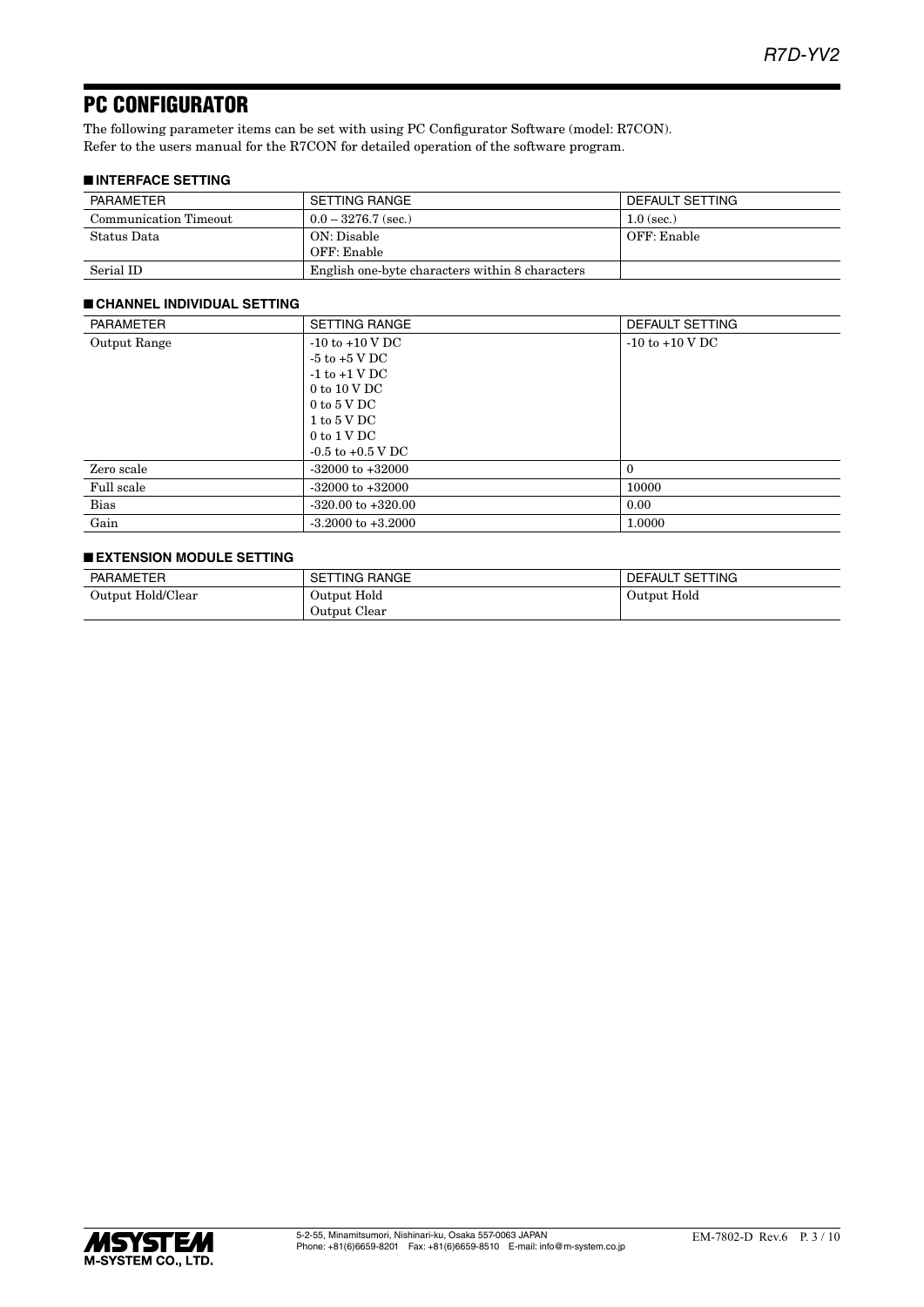## PC CONFIGURATOR

The following parameter items can be set with using PC Configurator Software (model: R7CON).
Refer to the users manual for the R7CON for detailed operation of the software program.

### ■ INTERFACE SETTING

| PARAMETER | SETTING RANGE | DEFAULT SETTING |
|---|---|---|
| Communication Timeout | 0.0 – 3276.7 (sec.) | 1.0 (sec.) |
| Status Data | ON: Disable<br>OFF: Enable | OFF: Enable |
| Serial ID | English one-byte characters within 8 characters | |

### ■ CHANNEL INDIVIDUAL SETTING

| PARAMETER | SETTING RANGE | DEFAULT SETTING |
|---|---|---|
| Output Range | -10 to +10 V DC<br>-5 to +5 V DC<br>-1 to +1 V DC<br>0 to 10 V DC<br>0 to 5 V DC<br>1 to 5 V DC<br>0 to 1 V DC<br>-0.5 to +0.5 V DC | -10 to +10 V DC |
| Zero scale | -32000 to +32000 | 0 |
| Full scale | -32000 to +32000 | 10000 |
| Bias | -320.00 to +320.00 | 0.00 |
| Gain | -3.2000 to +3.2000 | 1.0000 |

### ■ EXTENSION MODULE SETTING

| PARAMETER | SETTING RANGE | DEFAULT SETTING |
|---|---|---|
| Output Hold/Clear | Output Hold<br>Output Clear | Output Hold |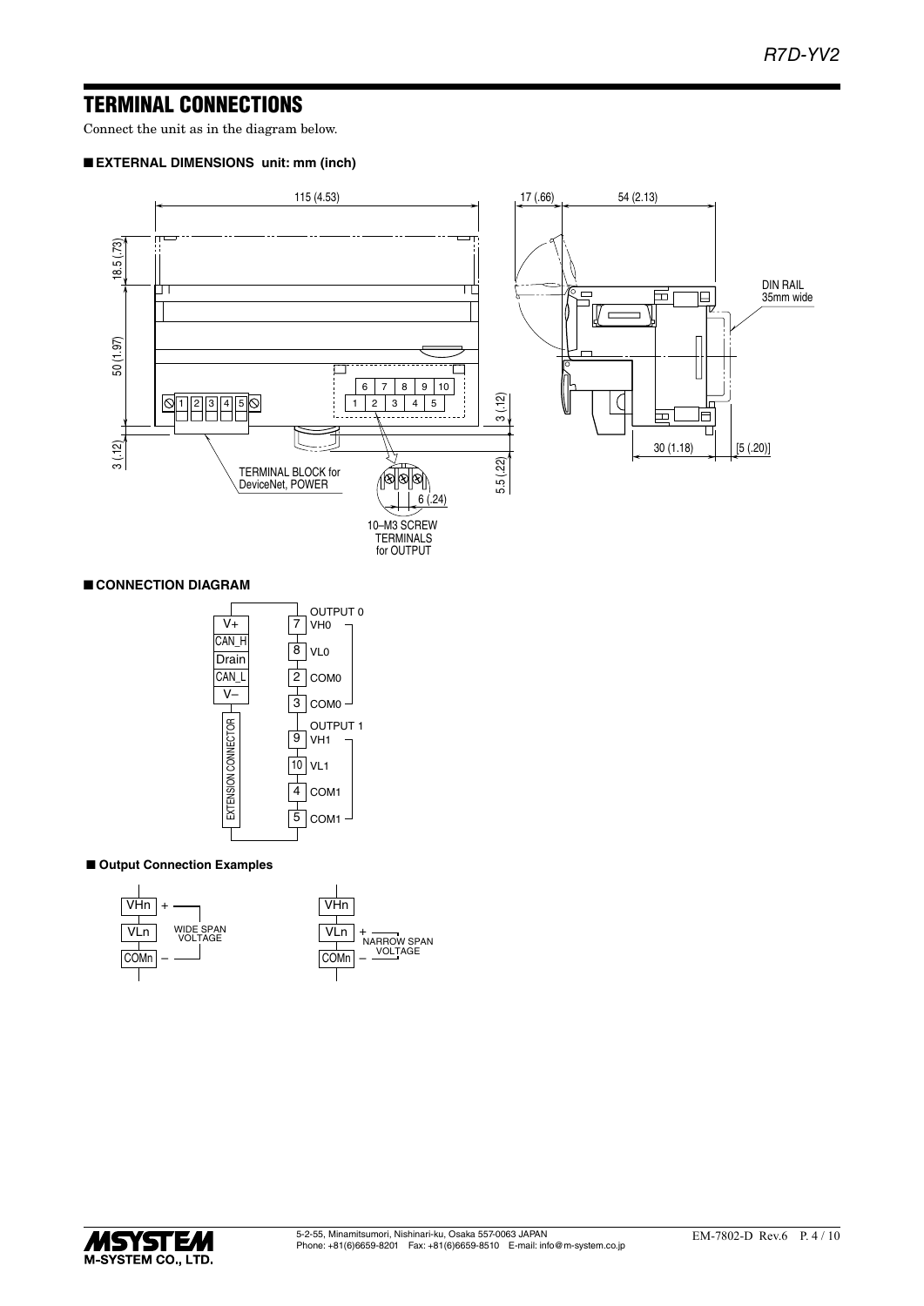# TERMINAL CONNECTIONS

Connect the unit as in the diagram below.

## ■ EXTERNAL DIMENSIONS unit: mm (inch)

115 (4.53)

17 (.66)

54 (2.13)

18.5 (.73)

50 (1.97)

3 (.12)

DIN RAIL 35mm wide

3 (.12)

5.5 (.22)

30 (1.18)

[5 (.20)]

TERMINAL BLOCK for DeviceNet, POWER

6 (.24)

10–M3 SCREW TERMINALS for OUTPUT

## ■ CONNECTION DIAGRAM

V+ / CAN_H / Drain / CAN_L / V–

EXTENSION CONNECTOR

OUTPUT 0: 7 VH0, 8 VL0, 2 COM0, 3 COM0

OUTPUT 1: 9 VH1, 10 VL1, 4 COM1, 5 COM1

## ■ Output Connection Examples

VHn (+), VLn, COMn (–): WIDE SPAN VOLTAGE

VHn, VLn (+), COMn (–): NARROW SPAN VOLTAGE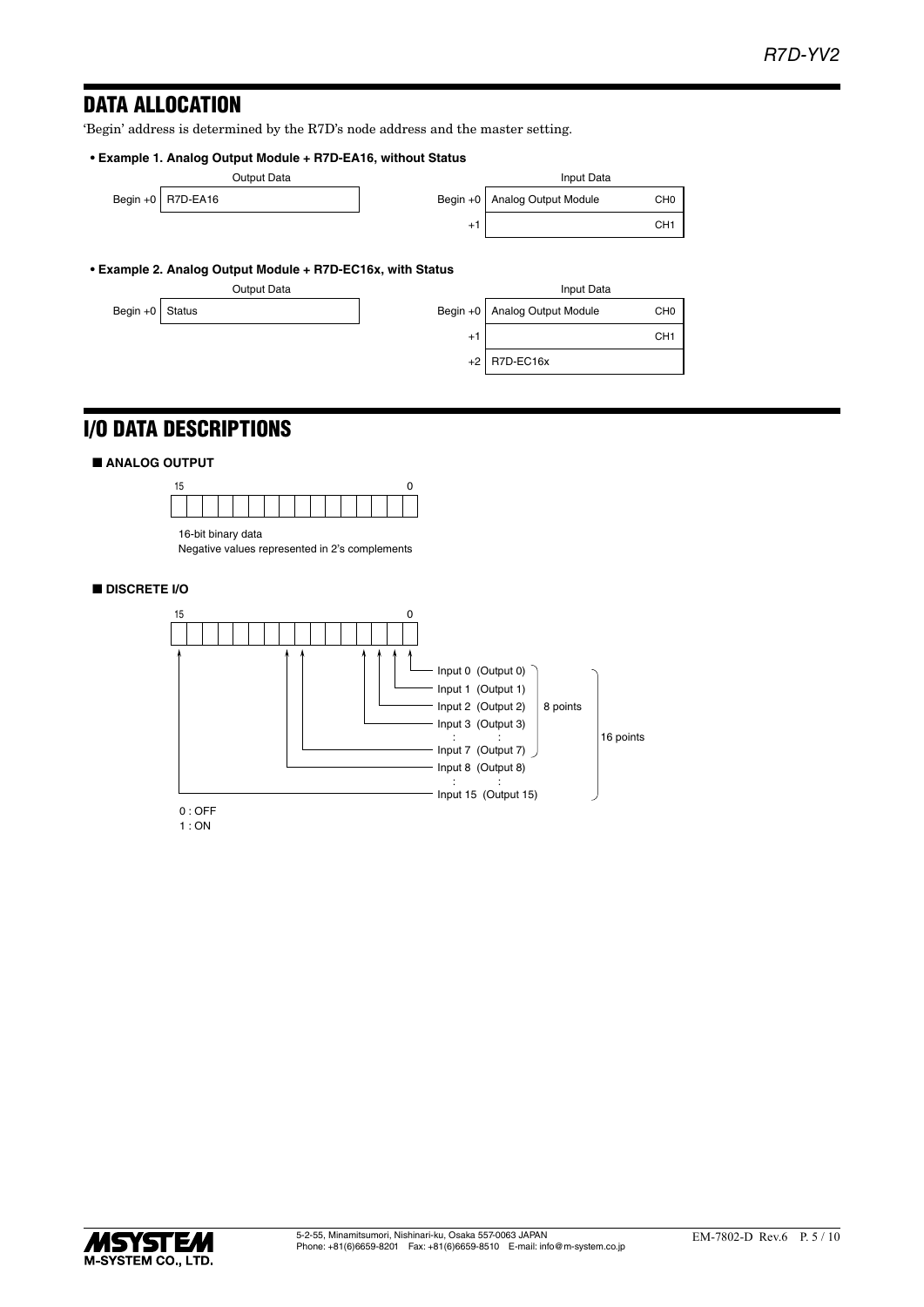## DATA ALLOCATION

'Begin' address is determined by the R7D's node address and the master setting.

**• Example 1. Analog Output Module + R7D-EA16, without Status**

Output Data

| | |
|---|---|
| Begin +0 | R7D-EA16 |

Input Data

| | | |
|---|---|---|
| Begin +0 | Analog Output Module | CH0 |
| +1 | | CH1 |

**• Example 2. Analog Output Module + R7D-EC16x, with Status**

Output Data

| | |
|---|---|
| Begin +0 | Status |

Input Data

| | | |
|---|---|---|
| Begin +0 | Analog Output Module | CH0 |
| +1 | | CH1 |
| +2 | R7D-EC16x | |

## I/O DATA DESCRIPTIONS

### ■ ANALOG OUTPUT

15 … 0

16-bit binary data
Negative values represented in 2's complements

### ■ DISCRETE I/O

15 … 0

- Input 0 (Output 0)
- Input 1 (Output 1)
- Input 2 (Output 2)
- Input 3 (Output 3)
- : :
- Input 7 (Output 7)
- Input 8 (Output 8)
- : :
- Input 15 (Output 15)

Inputs 0–7: 8 points; Inputs 0–15: 16 points

0 : OFF
1 : ON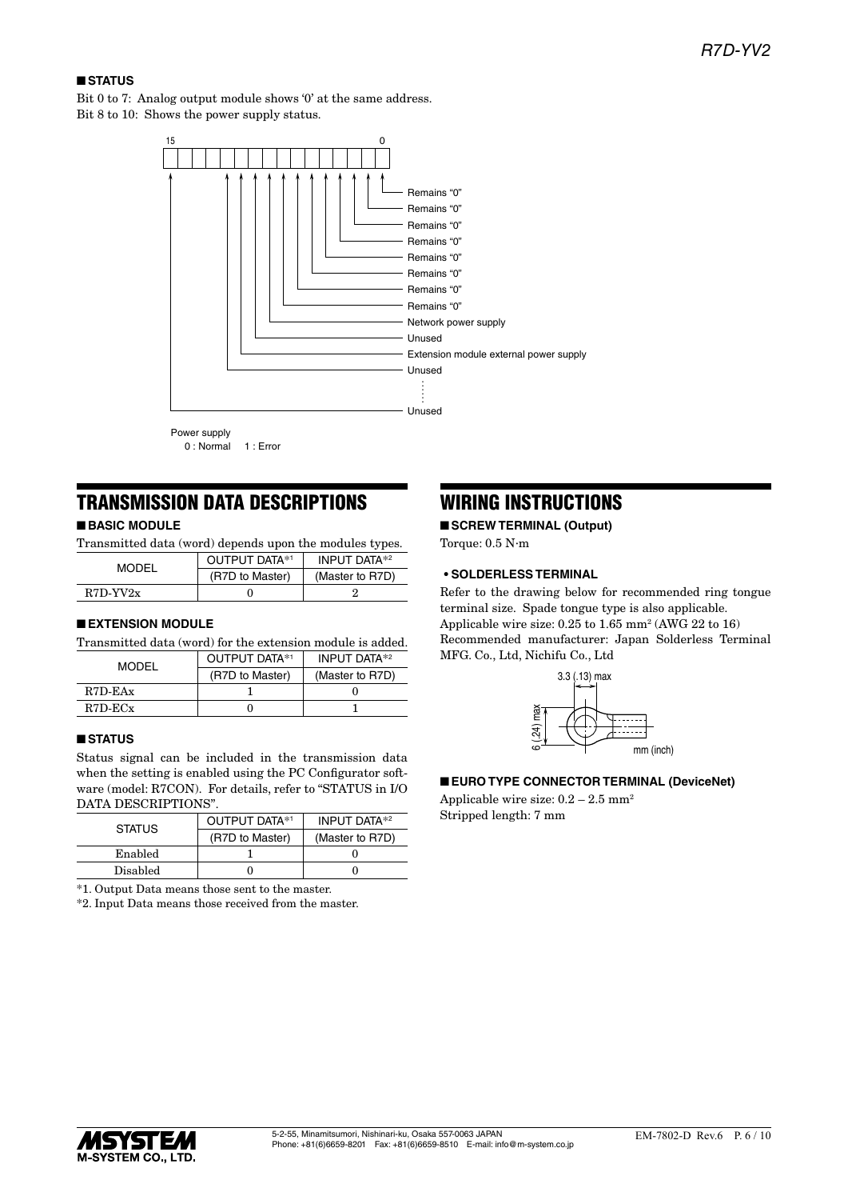## ■ STATUS

Bit 0 to 7: Analog output module shows '0' at the same address.
Bit 8 to 10: Shows the power supply status.

15 ... 0

- Bit 0: Remains "0"
- Bit 1: Remains "0"
- Bit 2: Remains "0"
- Bit 3: Remains "0"
- Bit 4: Remains "0"
- Bit 5: Remains "0"
- Bit 6: Remains "0"
- Bit 7: Remains "0"
- Bit 8: Network power supply
- Bit 9: Unused
- Bit 10: Extension module external power supply
- Bit 11: Unused
- ⋮
- Bit 15: Unused

Power supply
0 : Normal 1 : Error

# TRANSMISSION DATA DESCRIPTIONS

## ■ BASIC MODULE

Transmitted data (word) depends upon the modules types.

| MODEL | OUTPUT DATA*1 (R7D to Master) | INPUT DATA*2 (Master to R7D) |
|---|---|---|
| R7D-YV2x | 0 | 2 |

## ■ EXTENSION MODULE

Transmitted data (word) for the extension module is added.

| MODEL | OUTPUT DATA*1 (R7D to Master) | INPUT DATA*2 (Master to R7D) |
|---|---|---|
| R7D-EAx | 1 | 0 |
| R7D-ECx | 0 | 1 |

## ■ STATUS

Status signal can be included in the transmission data when the setting is enabled using the PC Configurator software (model: R7CON). For details, refer to "STATUS in I/O DATA DESCRIPTIONS".

| STATUS | OUTPUT DATA*1 (R7D to Master) | INPUT DATA*2 (Master to R7D) |
|---|---|---|
| Enabled | 1 | 0 |
| Disabled | 0 | 0 |

*1. Output Data means those sent to the master.
*2. Input Data means those received from the master.

# WIRING INSTRUCTIONS

## ■ SCREW TERMINAL (Output)

Torque: 0.5 N·m

### • SOLDERLESS TERMINAL

Refer to the drawing below for recommended ring tongue terminal size. Spade tongue type is also applicable.
Applicable wire size: 0.25 to 1.65 mm$^2$ (AWG 22 to 16)
Recommended manufacturer: Japan Solderless Terminal MFG. Co., Ltd, Nichifu Co., Ltd

3.3 (.13) max
6 (.24) max
mm (inch)

## ■ EURO TYPE CONNECTOR TERMINAL (DeviceNet)

Applicable wire size: 0.2 – 2.5 mm$^2$
Stripped length: 7 mm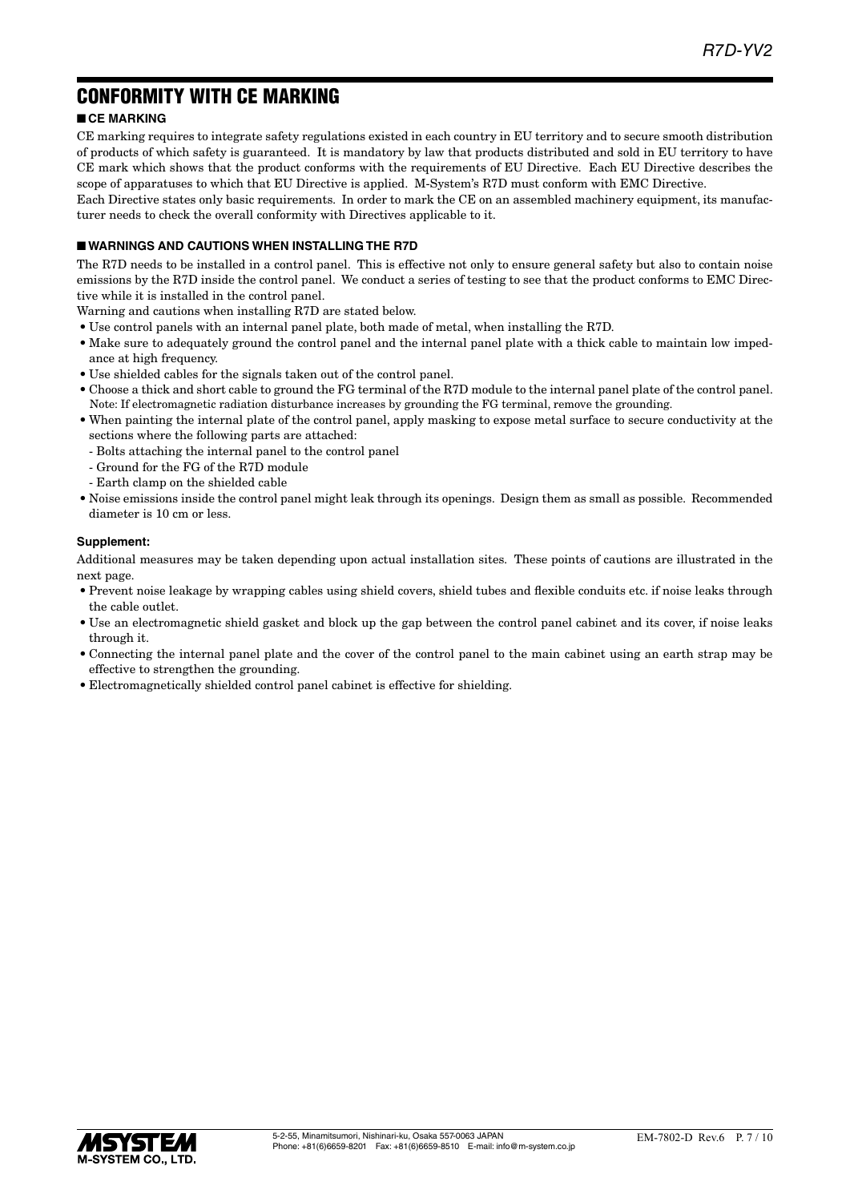# CONFORMITY WITH CE MARKING

## ■ CE MARKING

CE marking requires to integrate safety regulations existed in each country in EU territory and to secure smooth distribution of products of which safety is guaranteed. It is mandatory by law that products distributed and sold in EU territory to have CE mark which shows that the product conforms with the requirements of EU Directive. Each EU Directive describes the scope of apparatuses to which that EU Directive is applied. M-System's R7D must conform with EMC Directive.

Each Directive states only basic requirements. In order to mark the CE on an assembled machinery equipment, its manufacturer needs to check the overall conformity with Directives applicable to it.

## ■ WARNINGS AND CAUTIONS WHEN INSTALLING THE R7D

The R7D needs to be installed in a control panel. This is effective not only to ensure general safety but also to contain noise emissions by the R7D inside the control panel. We conduct a series of testing to see that the product conforms to EMC Directive while it is installed in the control panel.

Warning and cautions when installing R7D are stated below.

- Use control panels with an internal panel plate, both made of metal, when installing the R7D.
- Make sure to adequately ground the control panel and the internal panel plate with a thick cable to maintain low impedance at high frequency.
- Use shielded cables for the signals taken out of the control panel.
- Choose a thick and short cable to ground the FG terminal of the R7D module to the internal panel plate of the control panel. Note: If electromagnetic radiation disturbance increases by grounding the FG terminal, remove the grounding.
- When painting the internal plate of the control panel, apply masking to expose metal surface to secure conductivity at the sections where the following parts are attached:
  - Bolts attaching the internal panel to the control panel
  - Ground for the FG of the R7D module
  - Earth clamp on the shielded cable
- Noise emissions inside the control panel might leak through its openings. Design them as small as possible. Recommended diameter is 10 cm or less.

**Supplement:**

Additional measures may be taken depending upon actual installation sites. These points of cautions are illustrated in the next page.

- Prevent noise leakage by wrapping cables using shield covers, shield tubes and flexible conduits etc. if noise leaks through the cable outlet.
- Use an electromagnetic shield gasket and block up the gap between the control panel cabinet and its cover, if noise leaks through it.
- Connecting the internal panel plate and the cover of the control panel to the main cabinet using an earth strap may be effective to strengthen the grounding.
- Electromagnetically shielded control panel cabinet is effective for shielding.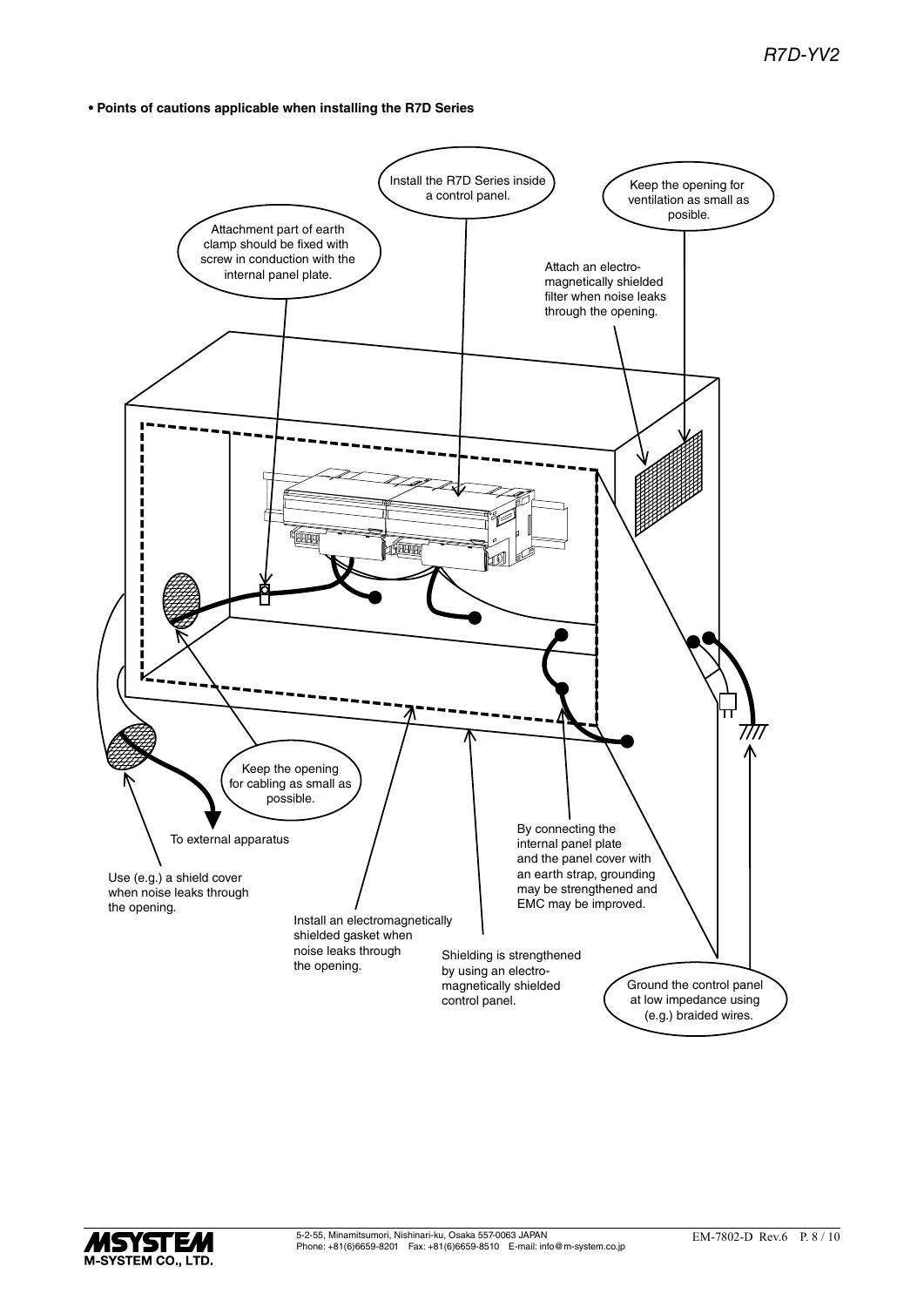**• Points of cautions applicable when installing the R7D Series**

Install the R7D Series inside a control panel.

Keep the opening for ventilation as small as posible.

Attachment part of earth clamp should be fixed with screw in conduction with the internal panel plate.

Attach an electro-magnetically shielded filter when noise leaks through the opening.

Keep the opening for cabling as small as possible.

To external apparatus

Use (e.g.) a shield cover when noise leaks through the opening.

Install an electromagnetically shielded gasket when noise leaks through the opening.

Shielding is strengthened by using an electro-magnetically shielded control panel.

By connecting the internal panel plate and the panel cover with an earth strap, grounding may be strengthened and EMC may be improved.

Ground the control panel at low impedance using (e.g.) braided wires.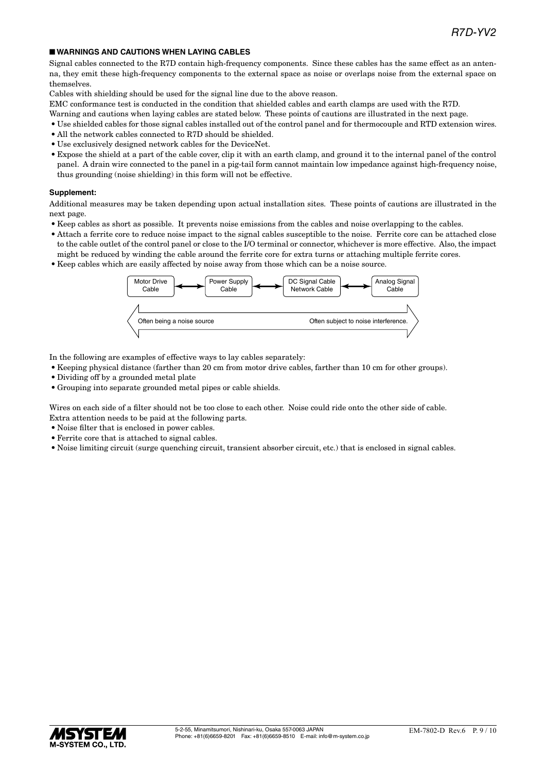## ■ WARNINGS AND CAUTIONS WHEN LAYING CABLES

Signal cables connected to the R7D contain high-frequency components. Since these cables has the same effect as an antenna, they emit these high-frequency components to the external space as noise or overlaps noise from the external space on themselves.

Cables with shielding should be used for the signal line due to the above reason.

EMC conformance test is conducted in the condition that shielded cables and earth clamps are used with the R7D.

Warning and cautions when laying cables are stated below. These points of cautions are illustrated in the next page.

- Use shielded cables for those signal cables installed out of the control panel and for thermocouple and RTD extension wires.
- All the network cables connected to R7D should be shielded.
- Use exclusively designed network cables for the DeviceNet.
- Expose the shield at a part of the cable cover, clip it with an earth clamp, and ground it to the internal panel of the control panel. A drain wire connected to the panel in a pig-tail form cannot maintain low impedance against high-frequency noise, thus grounding (noise shielding) in this form will not be effective.

**Supplement:**

Additional measures may be taken depending upon actual installation sites. These points of cautions are illustrated in the next page.

- Keep cables as short as possible. It prevents noise emissions from the cables and noise overlapping to the cables.
- Attach a ferrite core to reduce noise impact to the signal cables susceptible to the noise. Ferrite core can be attached close to the cable outlet of the control panel or close to the I/O terminal or connector, whichever is more effective. Also, the impact might be reduced by winding the cable around the ferrite core for extra turns or attaching multiple ferrite cores.
- Keep cables which are easily affected by noise away from those which can be a noise source.

Motor Drive Cable ↔ Power Supply Cable ↔ DC Signal Cable Network Cable ↔ Analog Signal Cable

Often being a noise source ⟷ Often subject to noise interference.

In the following are examples of effective ways to lay cables separately:

- Keeping physical distance (farther than 20 cm from motor drive cables, farther than 10 cm for other groups).
- Dividing off by a grounded metal plate
- Grouping into separate grounded metal pipes or cable shields.

Wires on each side of a filter should not be too close to each other. Noise could ride onto the other side of cable.

Extra attention needs to be paid at the following parts.

- Noise filter that is enclosed in power cables.
- Ferrite core that is attached to signal cables.
- Noise limiting circuit (surge quenching circuit, transient absorber circuit, etc.) that is enclosed in signal cables.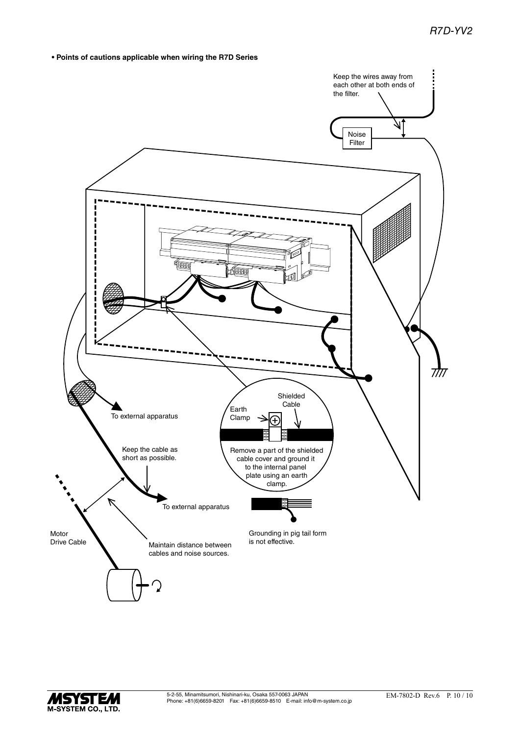• **Points of cautions applicable when wiring the R7D Series**

Keep the wires away from each other at both ends of the filter.

Noise Filter

Shielded Cable

Earth Clamp

Remove a part of the shielded cable cover and ground it to the internal panel plate using an earth clamp.

To external apparatus

Keep the cable as short as possible.

To external apparatus

Grounding in pig tail form is not effective.

Motor Drive Cable

Maintain distance between cables and noise sources.